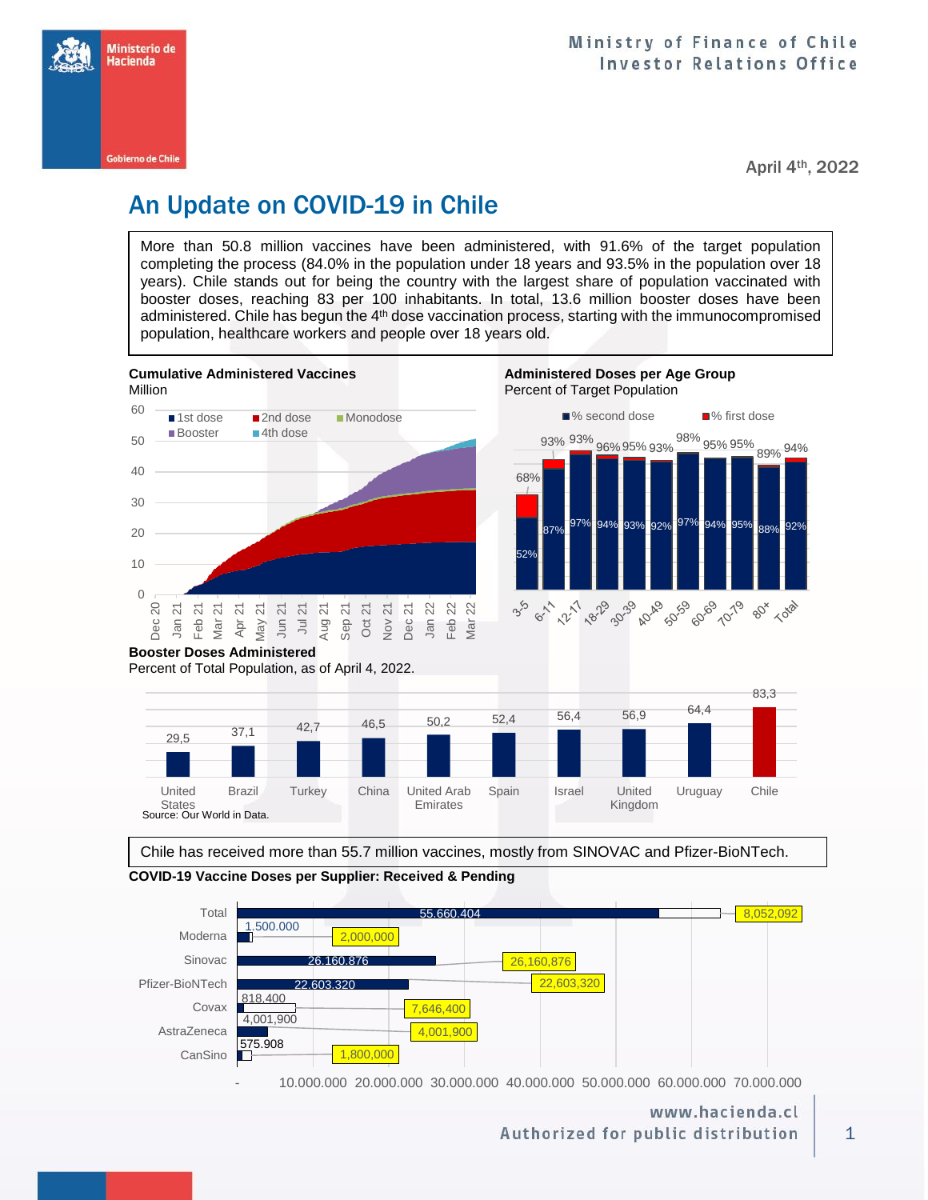Ministry of Finance of Chile
Investor Relations Office

April 4th, 2022

# An Update on COVID-19 in Chile

More than 50.8 million vaccines have been administered, with 91.6% of the target population completing the process (84.0% in the population under 18 years and 93.5% in the population over 18 years). Chile stands out for being the country with the largest share of population vaccinated with booster doses, reaching 83 per 100 inhabitants. In total, 13.6 million booster doses have been administered. Chile has begun the 4th dose vaccination process, starting with the immunocompromised population, healthcare workers and people over 18 years old.

**Cumulative Administered Vaccines**
Million

Legend: 1st dose, 2nd dose, Monodose, Booster, 4th dose

**Administered Doses per Age Group**
Percent of Target Population

| Age group | % first dose | % second dose |
|---|---|---|
| 3-5 | 68% | 52% |
| 6-11 | 93% | 87% |
| 12-17 | 93% | 97% |
| 18-29 | 96% | 94% |
| 30-39 | 95% | 93% |
| 40-49 | 93% | 92% |
| 50-59 | 98% | 97% |
| 60-69 | 95% | 94% |
| 70-79 | 95% | 95% |
| 80+ | 89% | 88% |
| Total | 94% | 92% |

**Booster Doses Administered**
Percent of Total Population, as of April 4, 2022.

| Country | Value |
|---|---|
| United States | 29,5 |
| Brazil | 37,1 |
| Turkey | 42,7 |
| China | 46,5 |
| United Arab Emirates | 50,2 |
| Spain | 52,4 |
| Israel | 56,4 |
| United Kingdom | 56,9 |
| Uruguay | 64,4 |
| Chile | 83,3 |

Source: Our World in Data.

Chile has received more than 55.7 million vaccines, mostly from SINOVAC and Pfizer-BioNTech.

**COVID-19 Vaccine Doses per Supplier: Received & Pending**

| Supplier | Received | Total |
|---|---|---|
| Total | 55.660.404 | 8,052,092 |
| Moderna | 1.500.000 | 2,000,000 |
| Sinovac | 26.160.876 | 26,160,876 |
| Pfizer-BioNTech | 22.603.320 | 22,603,320 |
| Covax | 818.400 | 7,646,400 |
| AstraZeneca | 4,001,900 | 4,001,900 |
| CanSino | 575.908 | 1,800,000 |

www.hacienda.cl
Authorized for public distribution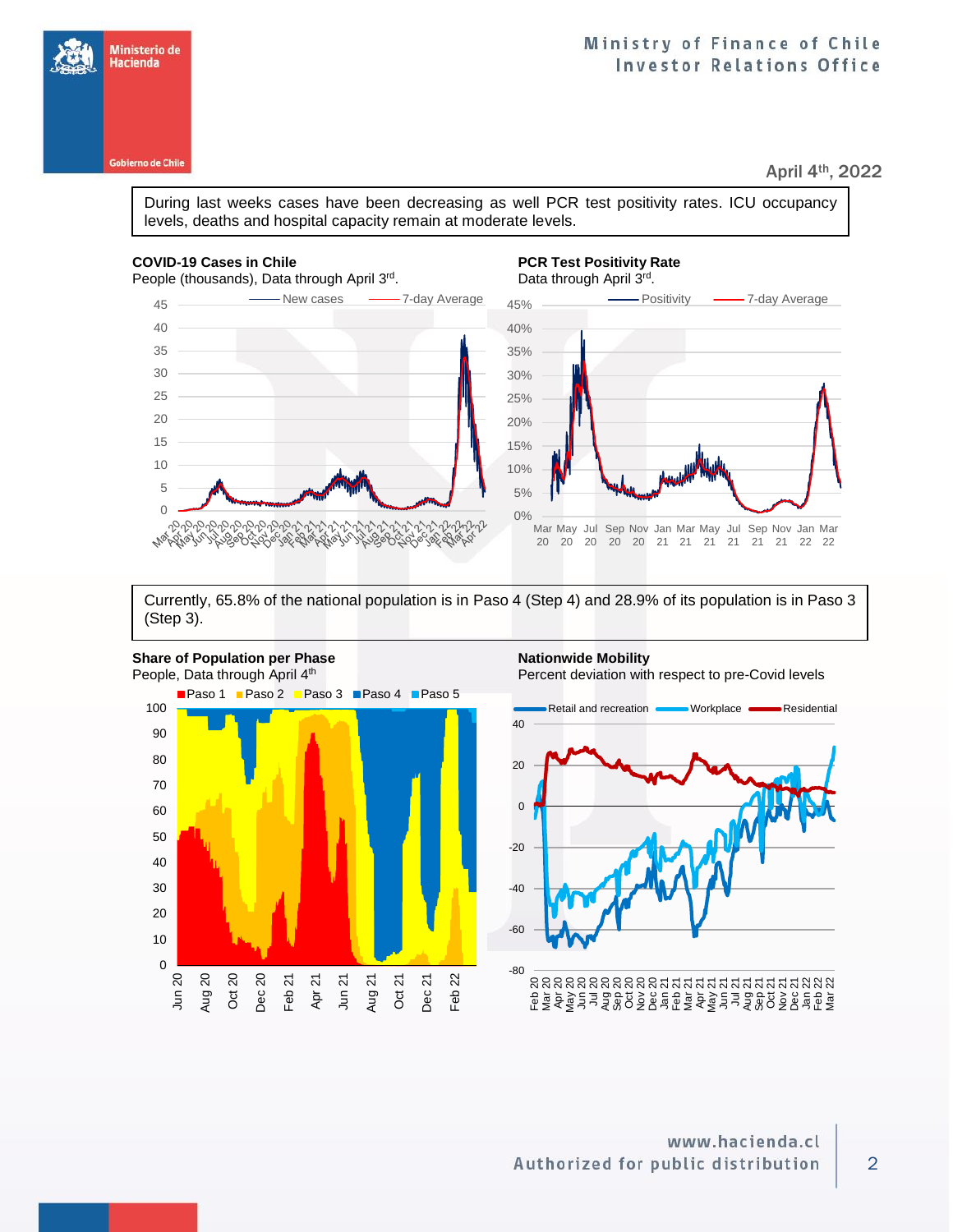April 4th, 2022

During last weeks cases have been decreasing as well PCR test positivity rates. ICU occupancy levels, deaths and hospital capacity remain at moderate levels.

**COVID-19 Cases in Chile**
People (thousands), Data through April 3rd.

**PCR Test Positivity Rate**
Data through April 3rd.

Currently, 65.8% of the national population is in Paso 4 (Step 4) and 28.9% of its population is in Paso 3 (Step 3).

**Share of Population per Phase**
People, Data through April 4th

**Nationwide Mobility**
Percent deviation with respect to pre-Covid levels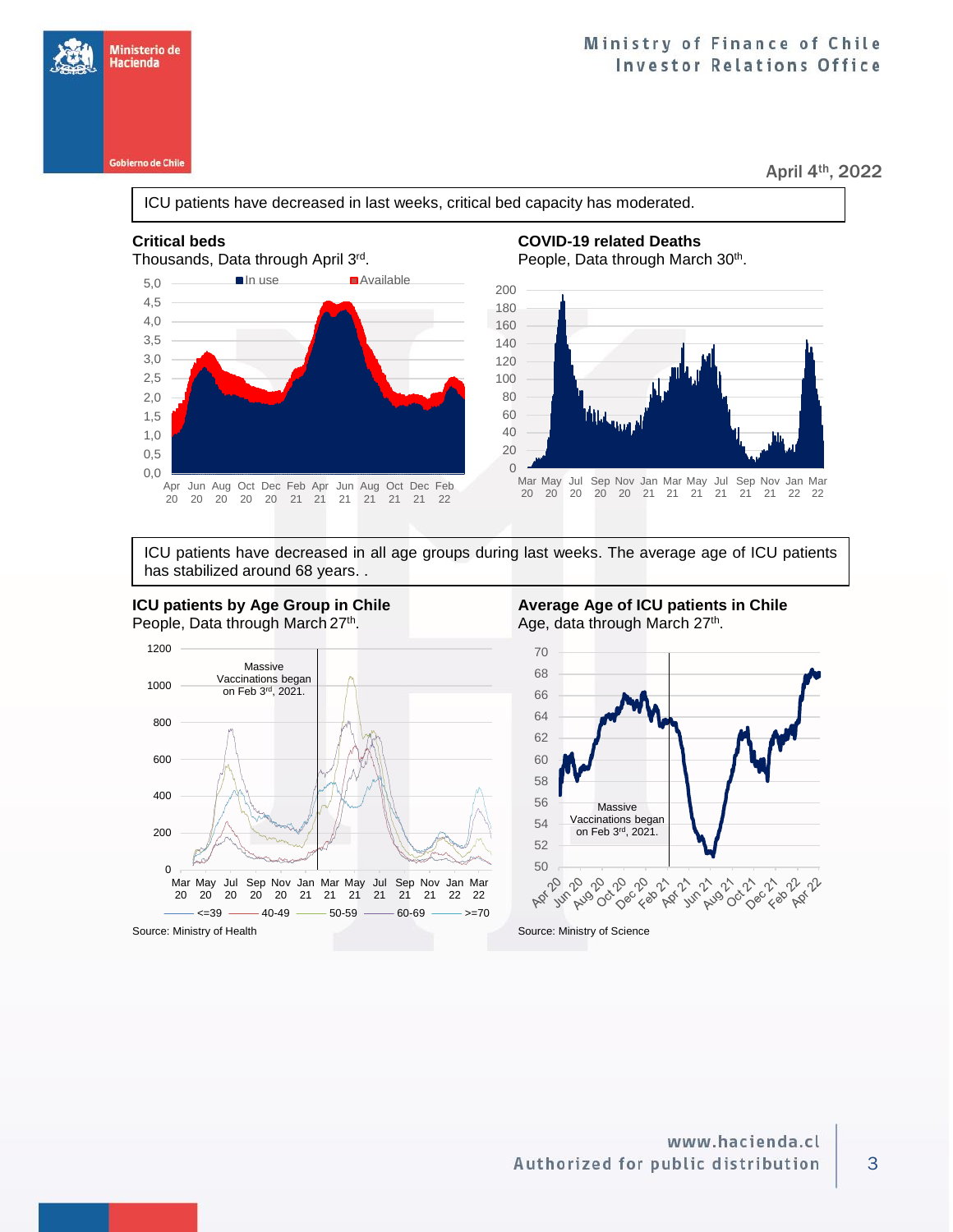ICU patients have decreased in last weeks, critical bed capacity has moderated.

**Critical beds**

Thousands, Data through April 3rd.

In use
Available

5,0
4,5
4,0
3,5
3,0
2,5
2,0
1,5
1,0
0,5
0,0

Apr 20 Jun 20 Aug 20 Oct 20 Dec 20 Feb 21 Apr 21 Jun 21 Aug 21 Oct 21 Dec 21 Feb 22

**COVID-19 related Deaths**

People, Data through March 30th.

200
180
160
140
120
100
80
60
40
20
0

Mar 20 May 20 Jul 20 Sep 20 Nov 20 Jan 21 Mar 21 May 21 Jul 21 Sep 21 Nov 21 Jan 22 Mar 22

ICU patients have decreased in all age groups during last weeks. The average age of ICU patients has stabilized around 68 years. .

**ICU patients by Age Group in Chile**

People, Data through March 27th.

1200
1000
800
600
400
200
0

Massive Vaccinations began on Feb 3rd, 2021.

Mar 20 May 20 Jul 20 Sep 20 Nov 20 Jan 21 Mar 21 May 21 Jul 21 Sep 21 Nov 21 Jan 22 Mar 22

<=39 40-49 50-59 60-69 >=70

Source: Ministry of Health

**Average Age of ICU patients in Chile**

Age, data through March 27th.

70
68
66
64
62
60
58
56
54
52
50

Massive Vaccinations began on Feb 3rd, 2021.

Apr 20 Jun 20 Aug 20 Oct 20 Dec 20 Feb 21 Apr 21 Jun 21 Aug 21 Oct 21 Dec 21 Feb 22 Apr 22

Source: Ministry of Science